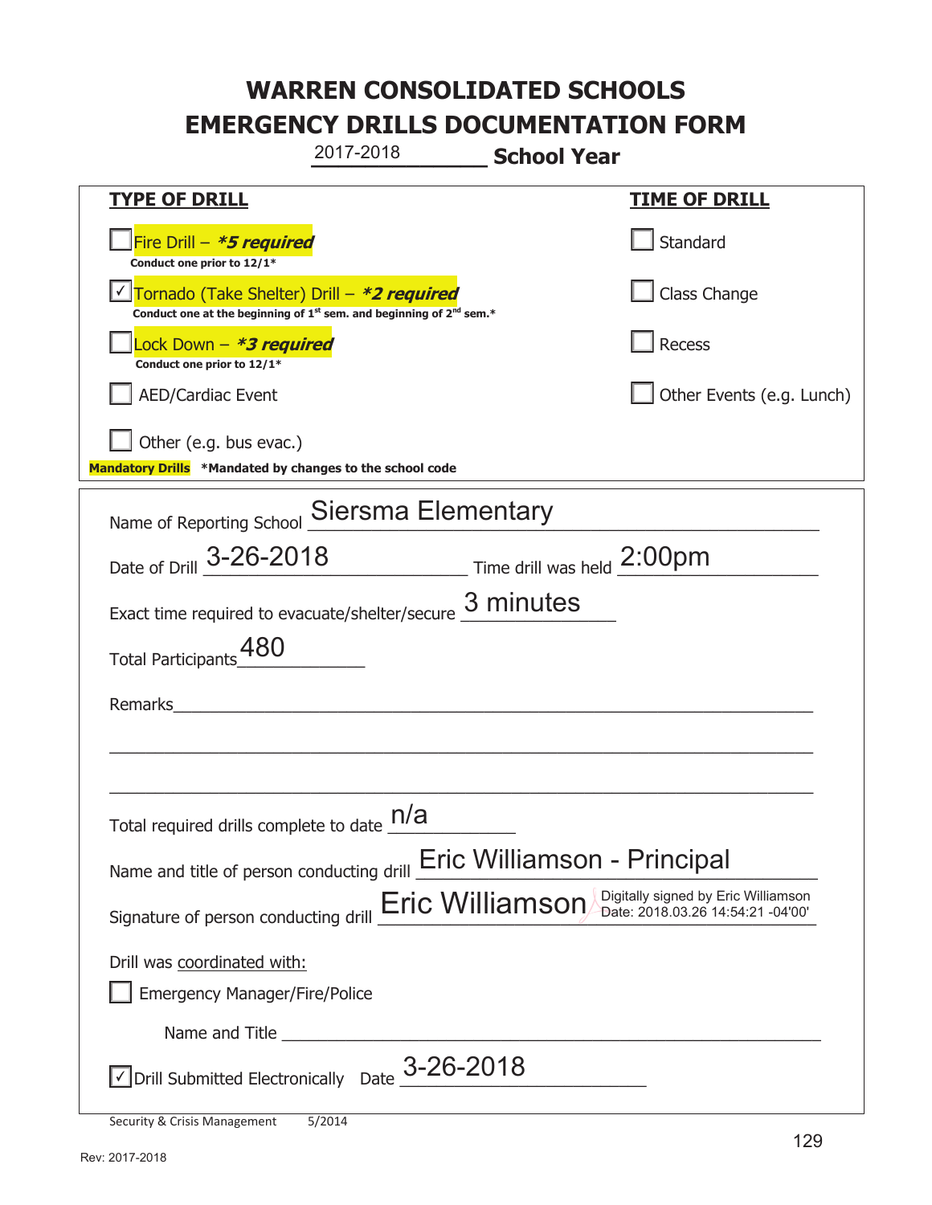# WARREN CONSOLIDATED SCHOOLS
# EMERGENCY DRILLS DOCUMENTATION FORM

2017-2018 **School Year**

| **TYPE OF DRILL** | **TIME OF DRILL** |
|---|---|
| ☐ Fire Drill – ***5 required** <br> **Conduct one prior to 12/1*** | ☐ Standard |
| ☑ Tornado (Take Shelter) Drill – ***2 required** <br> **Conduct one at the beginning of 1st sem. and beginning of 2nd sem.*** | ☐ Class Change |
| ☐ Lock Down – ***3 required** <br> **Conduct one prior to 12/1*** | ☐ Recess |
| ☐ AED/Cardiac Event | ☐ Other Events (e.g. Lunch) |
| ☐ Other (e.g. bus evac.) | |

**Mandatory Drills** ***Mandated by changes to the school code**

Name of Reporting School: Siersma Elementary

Date of Drill: 3-26-2018 Time drill was held: 2:00pm

Exact time required to evacuate/shelter/secure: 3 minutes

Total Participants: 480

Remarks: ______________________________

Total required drills complete to date: n/a

Name and title of person conducting drill: Eric Williamson - Principal

Signature of person conducting drill: Eric Williamson (Digitally signed by Eric Williamson Date: 2018.03.26 14:54:21 -04'00')

Drill was coordinated with:

☐ Emergency Manager/Fire/Police

Name and Title ______________________________

☑ Drill Submitted Electronically Date: 3-26-2018

Security & Crisis Management 5/2014

Rev: 2017-2018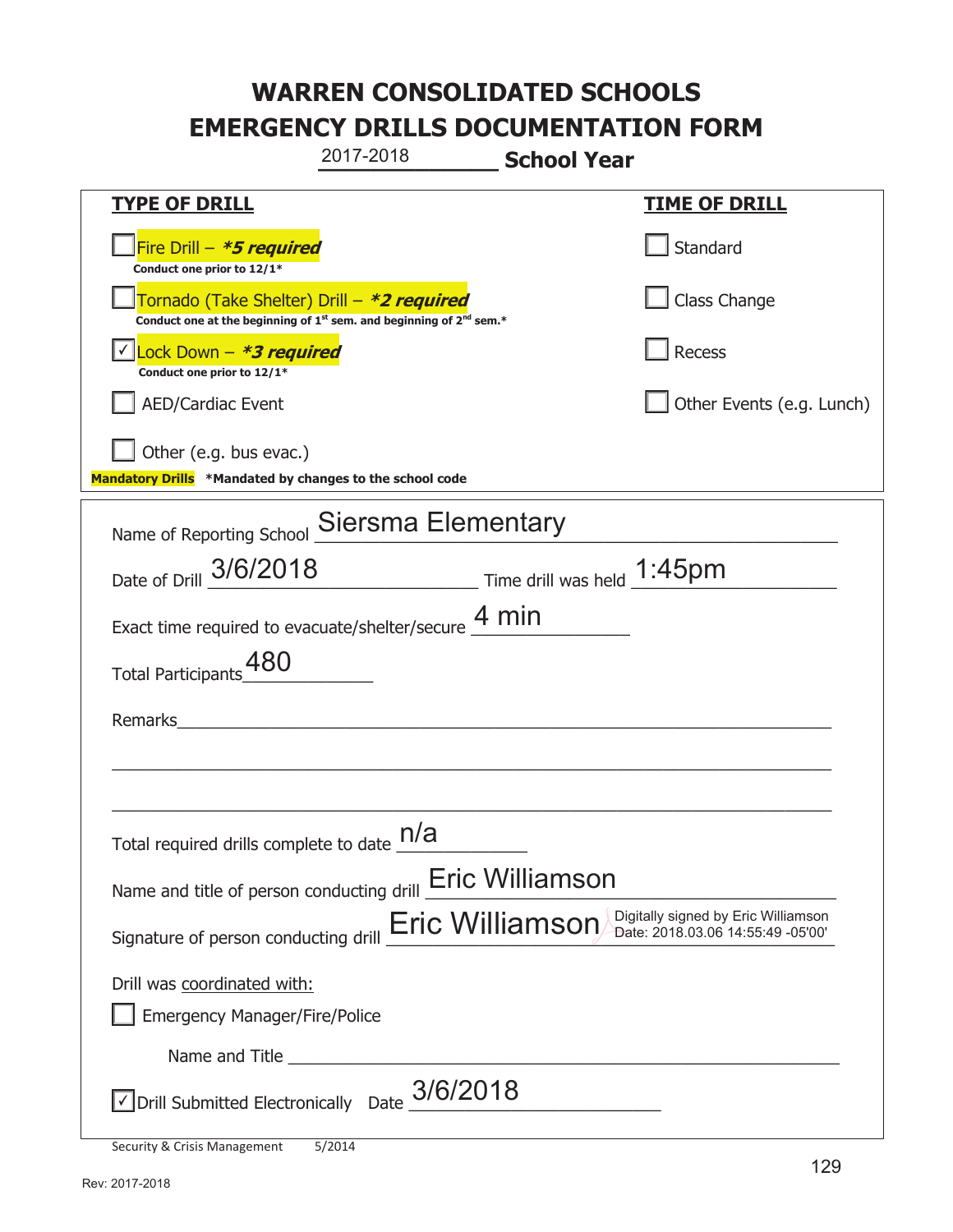# WARREN CONSOLIDATED SCHOOLS
# EMERGENCY DRILLS DOCUMENTATION FORM

2017-2018 **School Year**

| **TYPE OF DRILL** | **TIME OF DRILL** |
|---|---|
| ☐ Fire Drill – ***5 required*** <br> **Conduct one prior to 12/1*** | ☐ Standard |
| ☐ Tornado (Take Shelter) Drill – ***2 required*** <br> **Conduct one at the beginning of 1st sem. and beginning of 2nd sem.*** | ☐ Class Change |
| ☑ Lock Down – ***3 required*** <br> **Conduct one prior to 12/1*** | ☐ Recess |
| ☐ AED/Cardiac Event | ☐ Other Events (e.g. Lunch) |
| ☐ Other (e.g. bus evac.) | |

**Mandatory Drills** ***Mandated by changes to the school code**

Name of Reporting School: Siersma Elementary

Date of Drill: 3/6/2018 Time drill was held: 1:45pm

Exact time required to evacuate/shelter/secure: 4 min

Total Participants: 480

Remarks: ______________________________

Total required drills complete to date: n/a

Name and title of person conducting drill: Eric Williamson

Signature of person conducting drill: Eric Williamson (Digitally signed by Eric Williamson Date: 2018.03.06 14:55:49 -05'00')

Drill was coordinated with:

☐ Emergency Manager/Fire/Police

Name and Title ______________________________

☑ Drill Submitted Electronically Date: 3/6/2018

Security & Crisis Management 5/2014

Rev: 2017-2018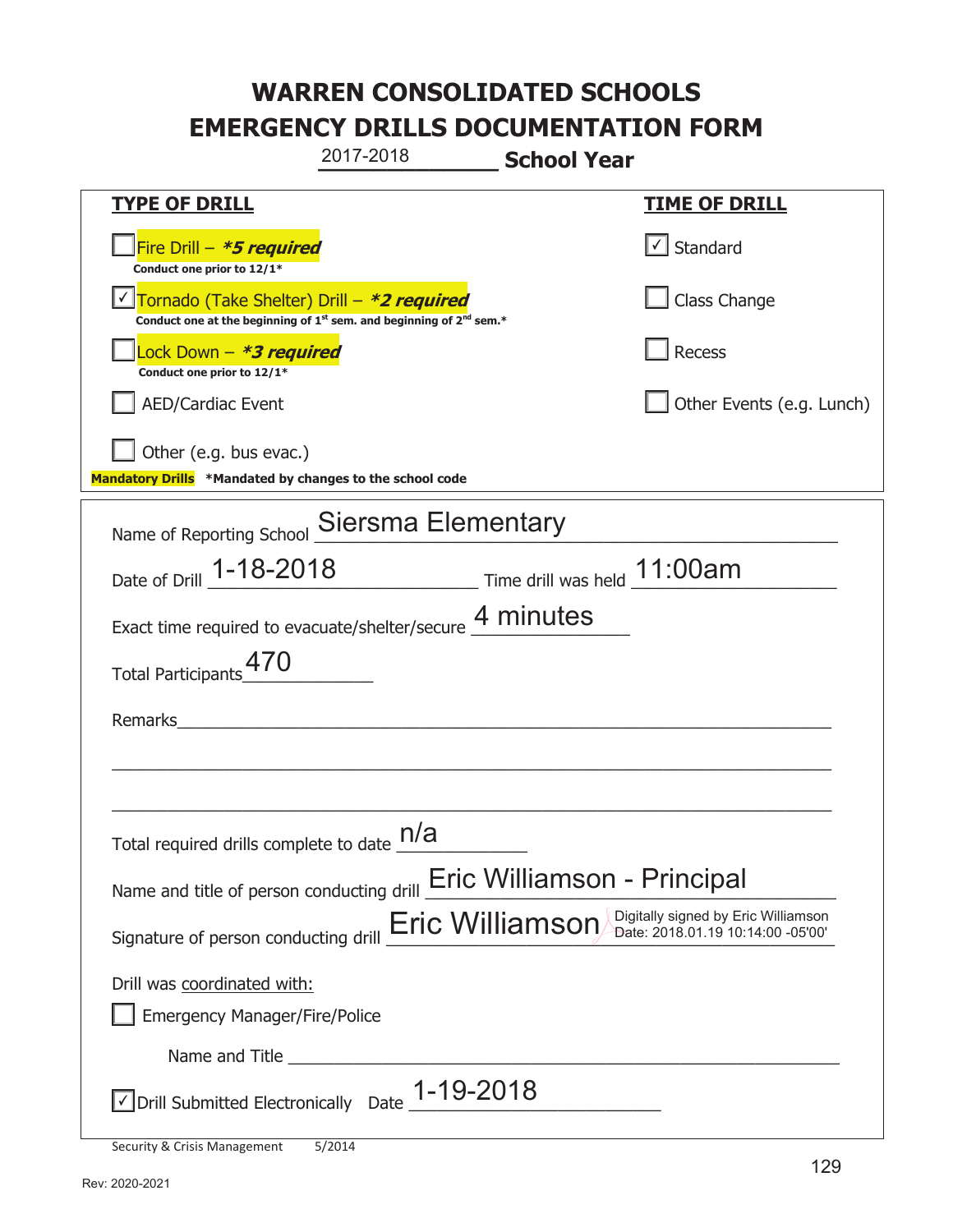# WARREN CONSOLIDATED SCHOOLS
# EMERGENCY DRILLS DOCUMENTATION FORM

2017-2018 **School Year**

| **TYPE OF DRILL** | **TIME OF DRILL** |
|---|---|
| ☐ Fire Drill – ***5 required** <br> **Conduct one prior to 12/1*** | ☑ Standard |
| ☑ Tornado (Take Shelter) Drill – ***2 required** <br> **Conduct one at the beginning of 1st sem. and beginning of 2nd sem.*** | ☐ Class Change |
| ☐ Lock Down – ***3 required** <br> **Conduct one prior to 12/1*** | ☐ Recess |
| ☐ AED/Cardiac Event | ☐ Other Events (e.g. Lunch) |
| ☐ Other (e.g. bus evac.) | |

**Mandatory Drills** ***Mandated by changes to the school code**

Name of Reporting School: Siersma Elementary

Date of Drill: 1-18-2018 Time drill was held: 11:00am

Exact time required to evacuate/shelter/secure: 4 minutes

Total Participants: 470

Remarks: ______________________________

Total required drills complete to date: n/a

Name and title of person conducting drill: Eric Williamson - Principal

Signature of person conducting drill: Eric Williamson (Digitally signed by Eric Williamson Date: 2018.01.19 10:14:00 -05'00')

Drill was coordinated with:

☐ Emergency Manager/Fire/Police

Name and Title ______________________________

☑ Drill Submitted Electronically Date: 1-19-2018

Security & Crisis Management 5/2014

Rev: 2020-2021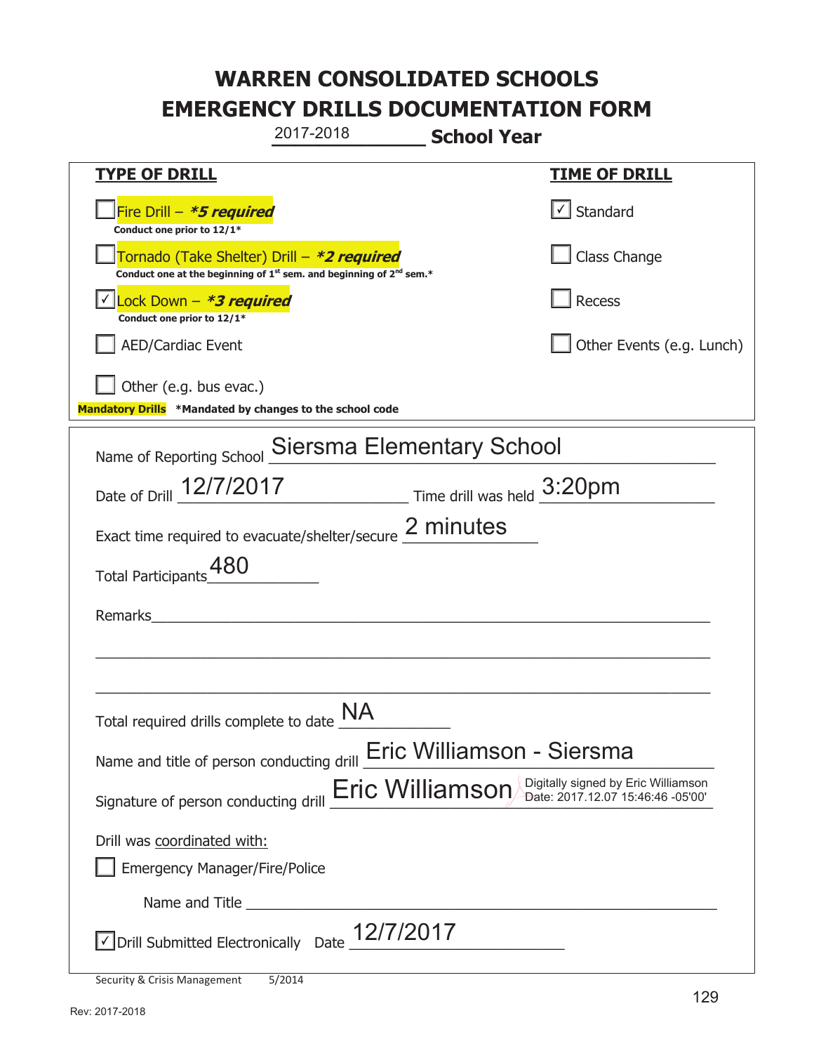# WARREN CONSOLIDATED SCHOOLS
# EMERGENCY DRILLS DOCUMENTATION FORM

2017-2018 **School Year**

| **TYPE OF DRILL** | **TIME OF DRILL** |
|---|---|
| ☐ Fire Drill – ***5 required*** <br> **Conduct one prior to 12/1*** | ☑ Standard |
| ☐ Tornado (Take Shelter) Drill – ***2 required*** <br> **Conduct one at the beginning of 1st sem. and beginning of 2nd sem.*** | ☐ Class Change |
| ☑ Lock Down – ***3 required*** <br> **Conduct one prior to 12/1*** | ☐ Recess |
| ☐ AED/Cardiac Event | ☐ Other Events (e.g. Lunch) |
| ☐ Other (e.g. bus evac.) | |

**Mandatory Drills** ***Mandated by changes to the school code**

Name of Reporting School: Siersma Elementary School

Date of Drill: 12/7/2017 Time drill was held: 3:20pm

Exact time required to evacuate/shelter/secure: 2 minutes

Total Participants: 480

Remarks: ____________________

Total required drills complete to date: NA

Name and title of person conducting drill: Eric Williamson - Siersma

Signature of person conducting drill: Eric Williamson (Digitally signed by Eric Williamson Date: 2017.12.07 15:46:46 -05'00')

Drill was coordinated with:

☐ Emergency Manager/Fire/Police

Name and Title ____________________

☑ Drill Submitted Electronically Date: 12/7/2017

Security & Crisis Management 5/2014

Rev: 2017-2018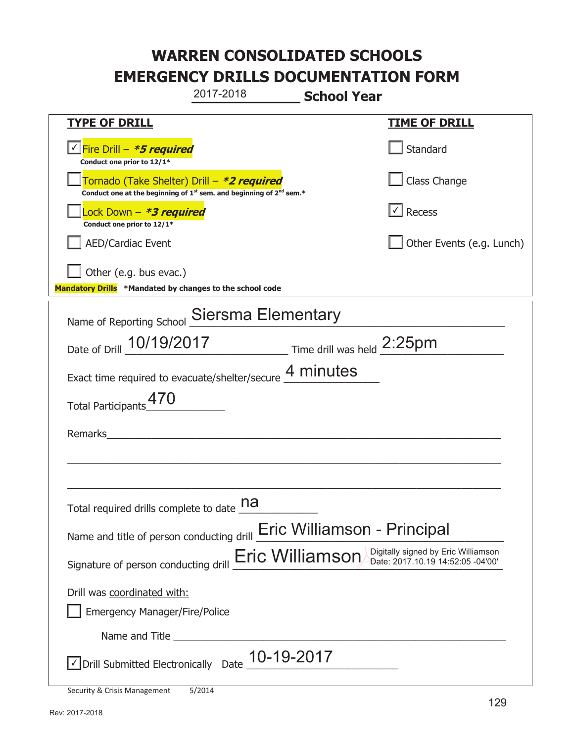# WARREN CONSOLIDATED SCHOOLS
# EMERGENCY DRILLS DOCUMENTATION FORM

2017-2018 **School Year**

| **TYPE OF DRILL** | **TIME OF DRILL** |
|---|---|
| ☑ Fire Drill – ***5 required** <br> **Conduct one prior to 12/1*** | ☐ Standard |
| ☐ Tornado (Take Shelter) Drill – ***2 required** <br> **Conduct one at the beginning of 1st sem. and beginning of 2nd sem.*** | ☐ Class Change |
| ☐ Lock Down – ***3 required** <br> **Conduct one prior to 12/1*** | ☑ Recess |
| ☐ AED/Cardiac Event | ☐ Other Events (e.g. Lunch) |
| ☐ Other (e.g. bus evac.) | |

**Mandatory Drills** ***Mandated by changes to the school code**

Name of Reporting School: Siersma Elementary

Date of Drill: 10/19/2017 Time drill was held: 2:25pm

Exact time required to evacuate/shelter/secure: 4 minutes

Total Participants: 470

Remarks: ______________________________________________

Total required drills complete to date: na

Name and title of person conducting drill: Eric Williamson - Principal

Signature of person conducting drill: Eric Williamson (Digitally signed by Eric Williamson Date: 2017.10.19 14:52:05 -04'00')

Drill was coordinated with:

☐ Emergency Manager/Fire/Police

Name and Title ______________________________________________

☑ Drill Submitted Electronically Date: 10-19-2017

Security & Crisis Management 5/2014

Rev: 2017-2018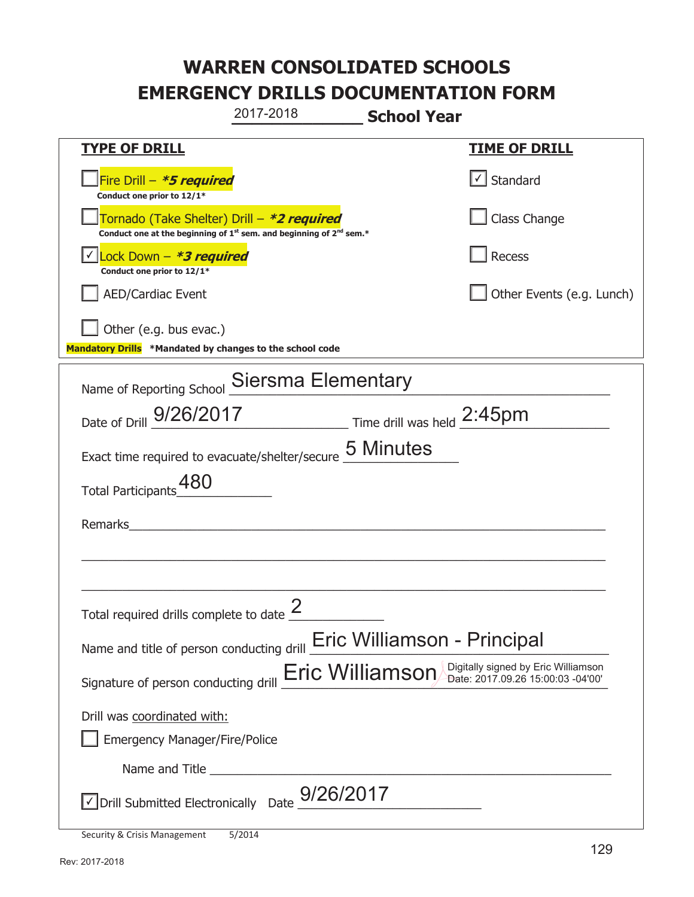# WARREN CONSOLIDATED SCHOOLS
# EMERGENCY DRILLS DOCUMENTATION FORM

2017-2018 **School Year**

| **TYPE OF DRILL** | **TIME OF DRILL** |
|---|---|
| ☐ Fire Drill – ***5 required*** <br> **Conduct one prior to 12/1*** | ☑ Standard |
| ☐ Tornado (Take Shelter) Drill – ***2 required*** <br> **Conduct one at the beginning of 1st sem. and beginning of 2nd sem.*** | ☐ Class Change |
| ☑ Lock Down – ***3 required*** <br> **Conduct one prior to 12/1*** | ☐ Recess |
| ☐ AED/Cardiac Event | ☐ Other Events (e.g. Lunch) |
| ☐ Other (e.g. bus evac.) | |

**Mandatory Drills** **\*Mandated by changes to the school code**

Name of Reporting School: Siersma Elementary

Date of Drill: 9/26/2017 Time drill was held: 2:45pm

Exact time required to evacuate/shelter/secure: 5 Minutes

Total Participants: 480

Remarks: ______

Total required drills complete to date: 2

Name and title of person conducting drill: Eric Williamson - Principal

Signature of person conducting drill: Eric Williamson (Digitally signed by Eric Williamson Date: 2017.09.26 15:00:03 -04'00')

Drill was coordinated with:

☐ Emergency Manager/Fire/Police

Name and Title ______

☑ Drill Submitted Electronically Date: 9/26/2017

Security & Crisis Management 5/2014

Rev: 2017-2018